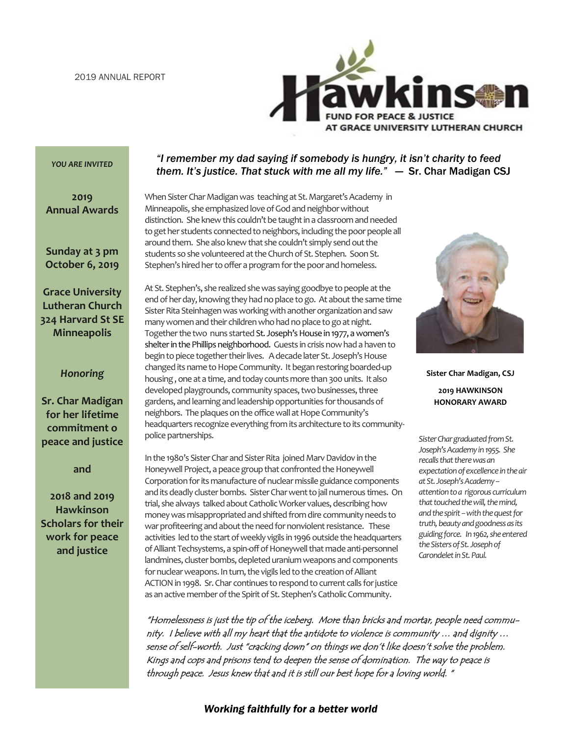2019 ANNUAL REPORT

# Hawkinson

FUND FOR PEACE & JUSTICE
AT GRACE UNIVERSITY LUTHERAN CHURCH

*YOU ARE INVITED*

**2019 Annual Awards**

**Sunday at 3 pm October 6, 2019**

**Grace University Lutheran Church 324 Harvard St SE Minneapolis**

***Honoring***

**Sr. Char Madigan for her lifetime commitment o peace and justice**

**and**

**2018 and 2019 Hawkinson Scholars for their work for peace and justice**

*"I remember my dad saying if somebody is hungry, it isn't charity to feed them. It's justice. That stuck with me all my life."* — Sr. Char Madigan CSJ

When Sister Char Madigan was teaching at St. Margaret's Academy in Minneapolis, she emphasized love of God and neighbor without distinction. She knew this couldn't be taught in a classroom and needed to get her students connected to neighbors, including the poor people all around them. She also knew that she couldn't simply send out the students so she volunteered at the Church of St. Stephen. Soon St. Stephen's hired her to offer a program for the poor and homeless.

At St. Stephen's, she realized she was saying goodbye to people at the end of her day, knowing they had no place to go. At about the same time Sister Rita Steinhagen was working with another organization and saw many women and their children who had no place to go at night. Together the two nuns started St. Joseph's House in 1977, a women's shelter in the Phillips neighborhood. Guests in crisis now had a haven to begin to piece together their lives. A decade later St. Joseph's House changed its name to Hope Community. It began restoring boarded-up housing , one at a time, and today counts more than 300 units. It also developed playgrounds, community spaces, two businesses, three gardens, and learning and leadership opportunities for thousands of neighbors. The plaques on the office wall at Hope Community's headquarters recognize everything from its architecture to its community-police partnerships.

In the 1980's Sister Char and Sister Rita joined Marv Davidov in the Honeywell Project, a peace group that confronted the Honeywell Corporation for its manufacture of nuclear missile guidance components and its deadly cluster bombs. Sister Char went to jail numerous times. On trial, she always talked about Catholic Worker values, describing how money was misappropriated and shifted from dire community needs to war profiteering and about the need for nonviolent resistance. These activities led to the start of weekly vigils in 1996 outside the headquarters of Alliant Techsystems, a spin-off of Honeywell that made anti-personnel landmines, cluster bombs, depleted uranium weapons and components for nuclear weapons. In turn, the vigils led to the creation of Alliant ACTION in 1998. Sr. Char continues to respond to current calls for justice as an active member of the Spirit of St. Stephen's Catholic Community.

**Sister Char Madigan, CSJ**

**2019 HAWKINSON HONORARY AWARD**

*Sister Char graduated from St. Joseph's Academy in 1955. She recalls that there was an expectation of excellence in the air at St. Joseph's Academy – attention to a rigorous curriculum that touched the will, the mind, and the spirit – with the quest for truth, beauty and goodness as its guiding force. In 1962, she entered the Sisters of St. Joseph of Carondelet in St. Paul.*

*"Homelessness is just the tip of the iceberg. More than bricks and mortar, people need community. I believe with all my heart that the antidote to violence is community … and dignity … sense of self-worth. Just "cracking down" on things we don't like doesn't solve the problem. Kings and cops and prisons tend to deepen the sense of domination. The way to peace is through peace. Jesus knew that and it is still our best hope for a loving world. "*

***Working faithfully for a better world***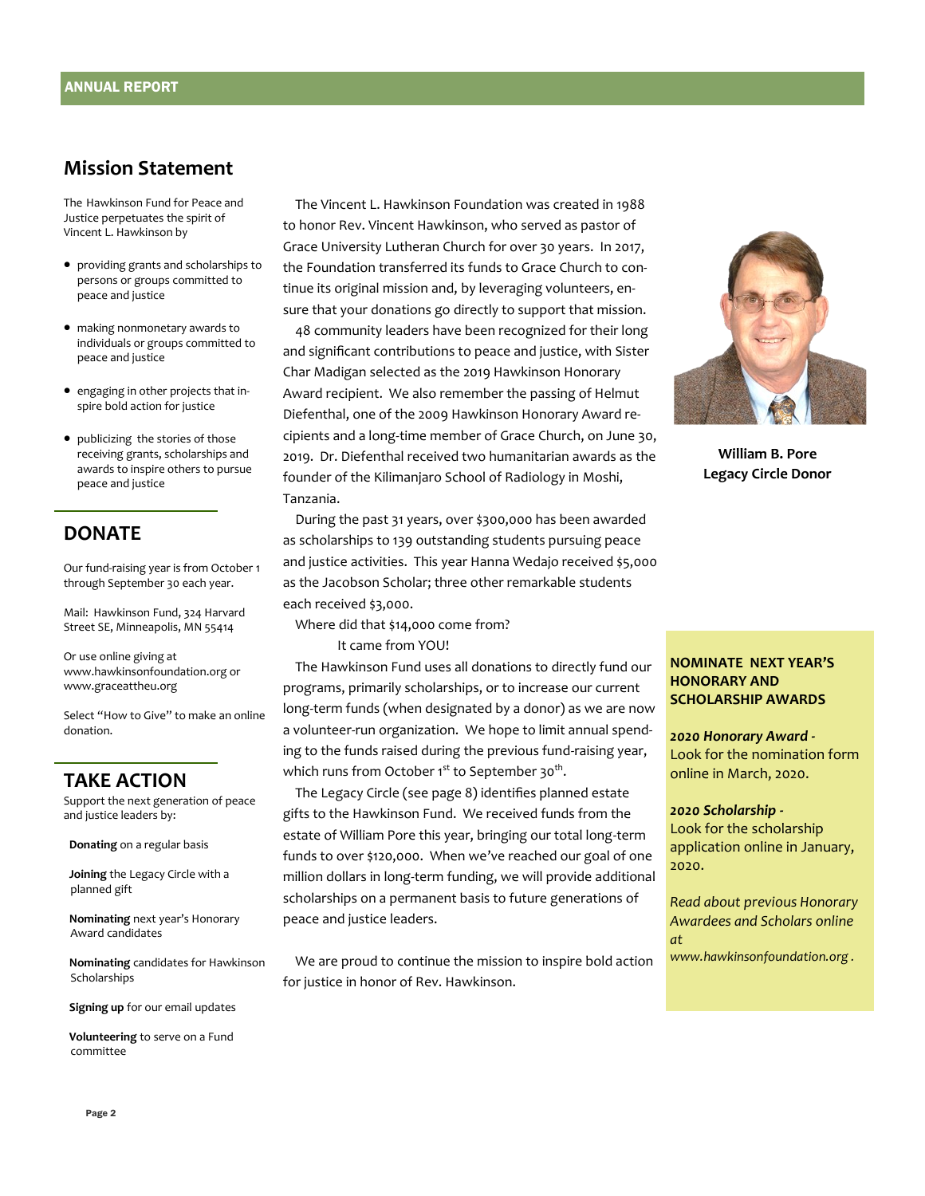## Mission Statement

The Hawkinson Fund for Peace and Justice perpetuates the spirit of Vincent L. Hawkinson by

- providing grants and scholarships to persons or groups committed to peace and justice
- making nonmonetary awards to individuals or groups committed to peace and justice
- engaging in other projects that inspire bold action for justice
- publicizing the stories of those receiving grants, scholarships and awards to inspire others to pursue peace and justice

## DONATE

Our fund-raising year is from October 1 through September 30 each year.

Mail: Hawkinson Fund, 324 Harvard Street SE, Minneapolis, MN 55414

Or use online giving at www.hawkinsonfoundation.org or www.graceattheu.org

Select "How to Give" to make an online donation.

## TAKE ACTION

Support the next generation of peace and justice leaders by:

**Donating** on a regular basis

**Joining** the Legacy Circle with a planned gift

**Nominating** next year's Honorary Award candidates

**Nominating** candidates for Hawkinson Scholarships

**Signing up** for our email updates

**Volunteering** to serve on a Fund committee

The Vincent L. Hawkinson Foundation was created in 1988 to honor Rev. Vincent Hawkinson, who served as pastor of Grace University Lutheran Church for over 30 years. In 2017, the Foundation transferred its funds to Grace Church to continue its original mission and, by leveraging volunteers, ensure that your donations go directly to support that mission.

48 community leaders have been recognized for their long and significant contributions to peace and justice, with Sister Char Madigan selected as the 2019 Hawkinson Honorary Award recipient. We also remember the passing of Helmut Diefenthal, one of the 2009 Hawkinson Honorary Award recipients and a long-time member of Grace Church, on June 30, 2019. Dr. Diefenthal received two humanitarian awards as the founder of the Kilimanjaro School of Radiology in Moshi, Tanzania.

During the past 31 years, over $300,000 has been awarded as scholarships to 139 outstanding students pursuing peace and justice activities. This year Hanna Wedajo received $5,000 as the Jacobson Scholar; three other remarkable students each received $3,000.

Where did that $14,000 come from?

It came from YOU!

The Hawkinson Fund uses all donations to directly fund our programs, primarily scholarships, or to increase our current long-term funds (when designated by a donor) as we are now a volunteer-run organization. We hope to limit annual spending to the funds raised during the previous fund-raising year, which runs from October 1st to September 30th.

The Legacy Circle (see page 8) identifies planned estate gifts to the Hawkinson Fund. We received funds from the estate of William Pore this year, bringing our total long-term funds to over $120,000. When we've reached our goal of one million dollars in long-term funding, we will provide additional scholarships on a permanent basis to future generations of peace and justice leaders.

We are proud to continue the mission to inspire bold action for justice in honor of Rev. Hawkinson.

**William B. Pore**
**Legacy Circle Donor**

**NOMINATE NEXT YEAR'S HONORARY AND SCHOLARSHIP AWARDS**

***2020 Honorary Award -***
Look for the nomination form online in March, 2020.

***2020 Scholarship -***
Look for the scholarship application online in January, 2020.

*Read about previous Honorary Awardees and Scholars online at www.hawkinsonfoundation.org .*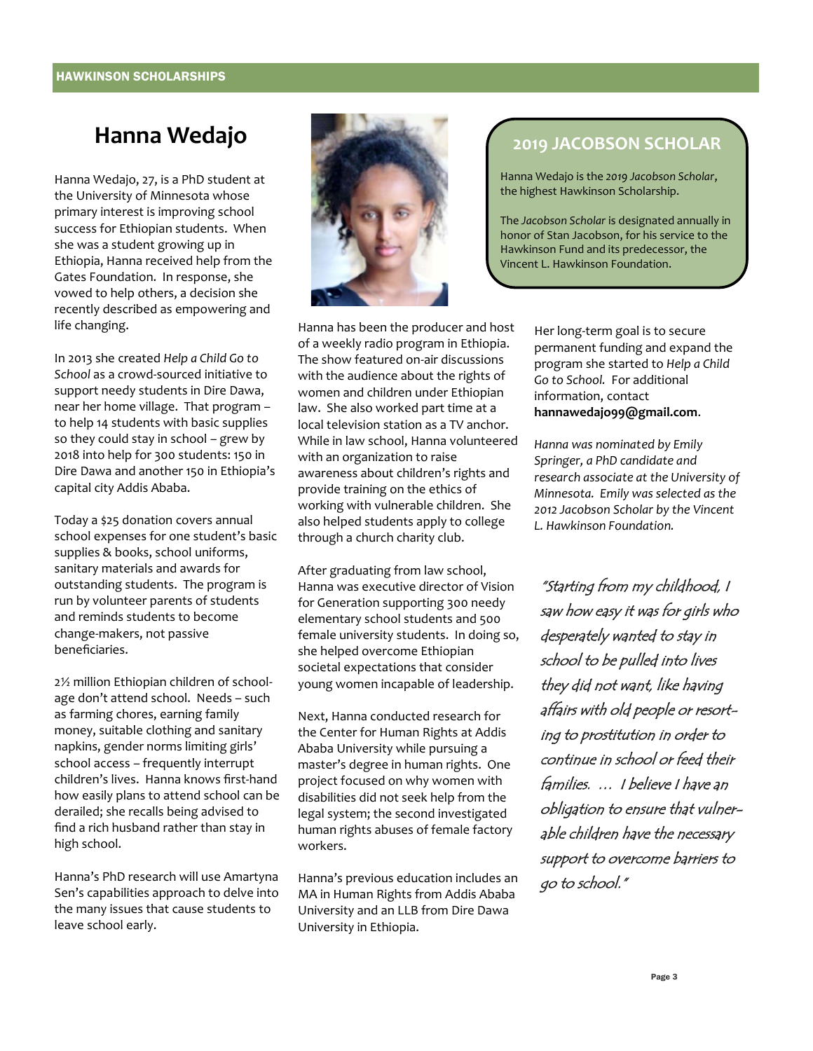# Hanna Wedajo

Hanna Wedajo, 27, is a PhD student at the University of Minnesota whose primary interest is improving school success for Ethiopian students. When she was a student growing up in Ethiopia, Hanna received help from the Gates Foundation. In response, she vowed to help others, a decision she recently described as empowering and life changing.

In 2013 she created *Help a Child Go to School* as a crowd-sourced initiative to support needy students in Dire Dawa, near her home village. That program – to help 14 students with basic supplies so they could stay in school – grew by 2018 into help for 300 students: 150 in Dire Dawa and another 150 in Ethiopia's capital city Addis Ababa.

Today a $25 donation covers annual school expenses for one student's basic supplies & books, school uniforms, sanitary materials and awards for outstanding students. The program is run by volunteer parents of students and reminds students to become change-makers, not passive beneficiaries.

2½ million Ethiopian children of school-age don't attend school. Needs – such as farming chores, earning family money, suitable clothing and sanitary napkins, gender norms limiting girls' school access – frequently interrupt children's lives. Hanna knows first-hand how easily plans to attend school can be derailed; she recalls being advised to find a rich husband rather than stay in high school.

Hanna's PhD research will use Amartyna Sen's capabilities approach to delve into the many issues that cause students to leave school early.

## 2019 JACOBSON SCHOLAR

Hanna Wedajo is the *2019 Jacobson Scholar*, the highest Hawkinson Scholarship.

The *Jacobson Scholar* is designated annually in honor of Stan Jacobson, for his service to the Hawkinson Fund and its predecessor, the Vincent L. Hawkinson Foundation.

Hanna has been the producer and host of a weekly radio program in Ethiopia. The show featured on-air discussions with the audience about the rights of women and children under Ethiopian law. She also worked part time at a local television station as a TV anchor. While in law school, Hanna volunteered with an organization to raise awareness about children's rights and provide training on the ethics of working with vulnerable children. She also helped students apply to college through a church charity club.

After graduating from law school, Hanna was executive director of Vision for Generation supporting 300 needy elementary school students and 500 female university students. In doing so, she helped overcome Ethiopian societal expectations that consider young women incapable of leadership.

Next, Hanna conducted research for the Center for Human Rights at Addis Ababa University while pursuing a master's degree in human rights. One project focused on why women with disabilities did not seek help from the legal system; the second investigated human rights abuses of female factory workers.

Hanna's previous education includes an MA in Human Rights from Addis Ababa University and an LLB from Dire Dawa University in Ethiopia.

Her long-term goal is to secure permanent funding and expand the program she started to *Help a Child Go to School.* For additional information, contact **hannawedajo99@gmail.com**.

*Hanna was nominated by Emily Springer, a PhD candidate and research associate at the University of Minnesota. Emily was selected as the 2012 Jacobson Scholar by the Vincent L. Hawkinson Foundation.*

*"Starting from my childhood, I saw how easy it was for girls who desperately wanted to stay in school to be pulled into lives they did not want, like having affairs with old people or resorting to prostitution in order to continue in school or feed their families. … I believe I have an obligation to ensure that vulnerable children have the necessary support to overcome barriers to go to school."*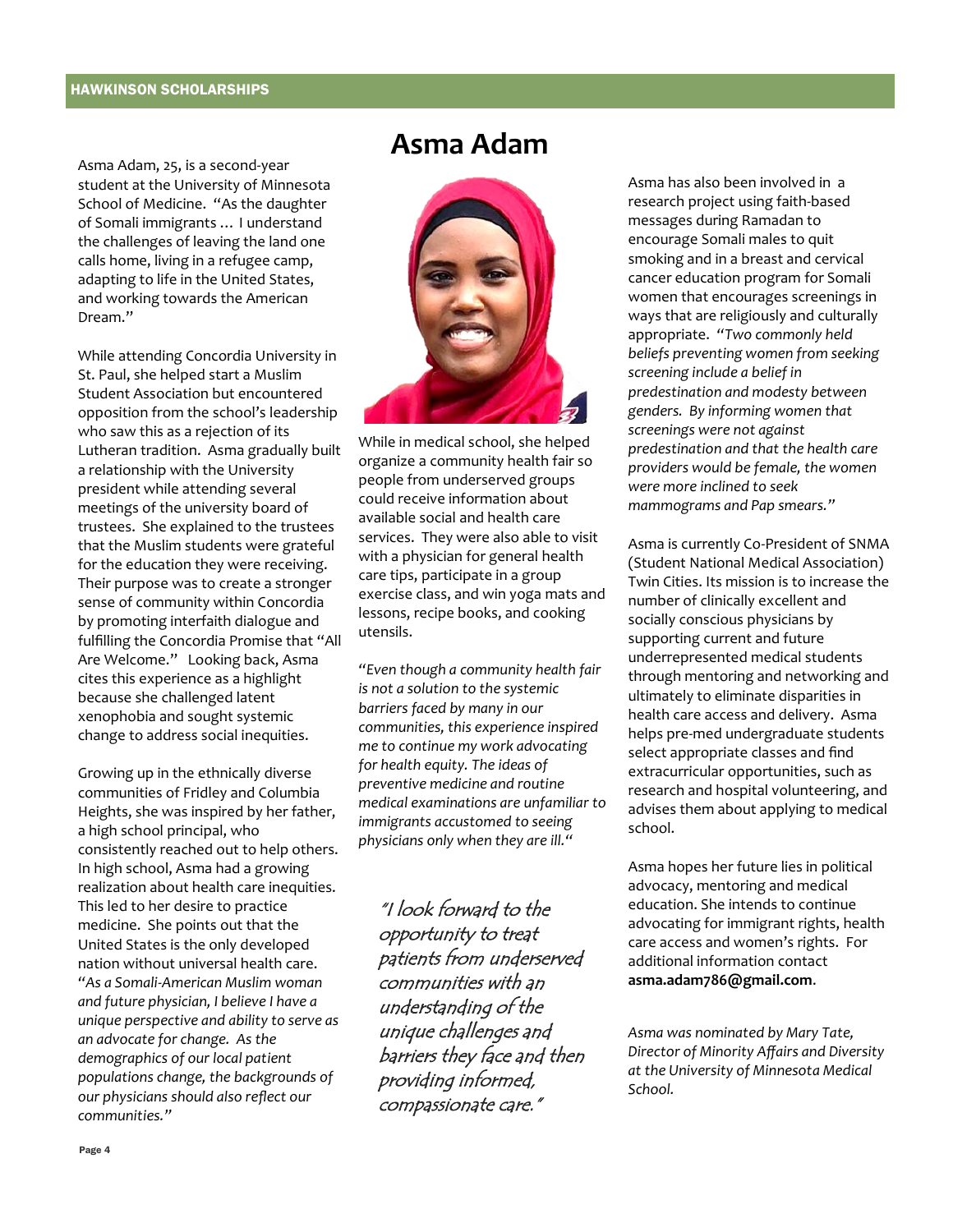# Asma Adam

Asma Adam, 25, is a second-year student at the University of Minnesota School of Medicine. "As the daughter of Somali immigrants … I understand the challenges of leaving the land one calls home, living in a refugee camp, adapting to life in the United States, and working towards the American Dream."

While attending Concordia University in St. Paul, she helped start a Muslim Student Association but encountered opposition from the school's leadership who saw this as a rejection of its Lutheran tradition. Asma gradually built a relationship with the University president while attending several meetings of the university board of trustees. She explained to the trustees that the Muslim students were grateful for the education they were receiving. Their purpose was to create a stronger sense of community within Concordia by promoting interfaith dialogue and fulfilling the Concordia Promise that "All Are Welcome." Looking back, Asma cites this experience as a highlight because she challenged latent xenophobia and sought systemic change to address social inequities.

Growing up in the ethnically diverse communities of Fridley and Columbia Heights, she was inspired by her father, a high school principal, who consistently reached out to help others. In high school, Asma had a growing realization about health care inequities. This led to her desire to practice medicine. She points out that the United States is the only developed nation without universal health care. *"As a Somali-American Muslim woman and future physician, I believe I have a unique perspective and ability to serve as an advocate for change. As the demographics of our local patient populations change, the backgrounds of our physicians should also reflect our communities."*

While in medical school, she helped organize a community health fair so people from underserved groups could receive information about available social and health care services. They were also able to visit with a physician for general health care tips, participate in a group exercise class, and win yoga mats and lessons, recipe books, and cooking utensils.

*"Even though a community health fair is not a solution to the systemic barriers faced by many in our communities, this experience inspired me to continue my work advocating for health equity. The ideas of preventive medicine and routine medical examinations are unfamiliar to immigrants accustomed to seeing physicians only when they are ill."*

> *"I look forward to the opportunity to treat patients from underserved communities with an understanding of the unique challenges and barriers they face and then providing informed, compassionate care."*

Asma has also been involved in a research project using faith-based messages during Ramadan to encourage Somali males to quit smoking and in a breast and cervical cancer education program for Somali women that encourages screenings in ways that are religiously and culturally appropriate. *"Two commonly held beliefs preventing women from seeking screening include a belief in predestination and modesty between genders. By informing women that screenings were not against predestination and that the health care providers would be female, the women were more inclined to seek mammograms and Pap smears."*

Asma is currently Co-President of SNMA (Student National Medical Association) Twin Cities. Its mission is to increase the number of clinically excellent and socially conscious physicians by supporting current and future underrepresented medical students through mentoring and networking and ultimately to eliminate disparities in health care access and delivery. Asma helps pre-med undergraduate students select appropriate classes and find extracurricular opportunities, such as research and hospital volunteering, and advises them about applying to medical school.

Asma hopes her future lies in political advocacy, mentoring and medical education. She intends to continue advocating for immigrant rights, health care access and women's rights. For additional information contact **asma.adam786@gmail.com**.

*Asma was nominated by Mary Tate, Director of Minority Affairs and Diversity at the University of Minnesota Medical School.*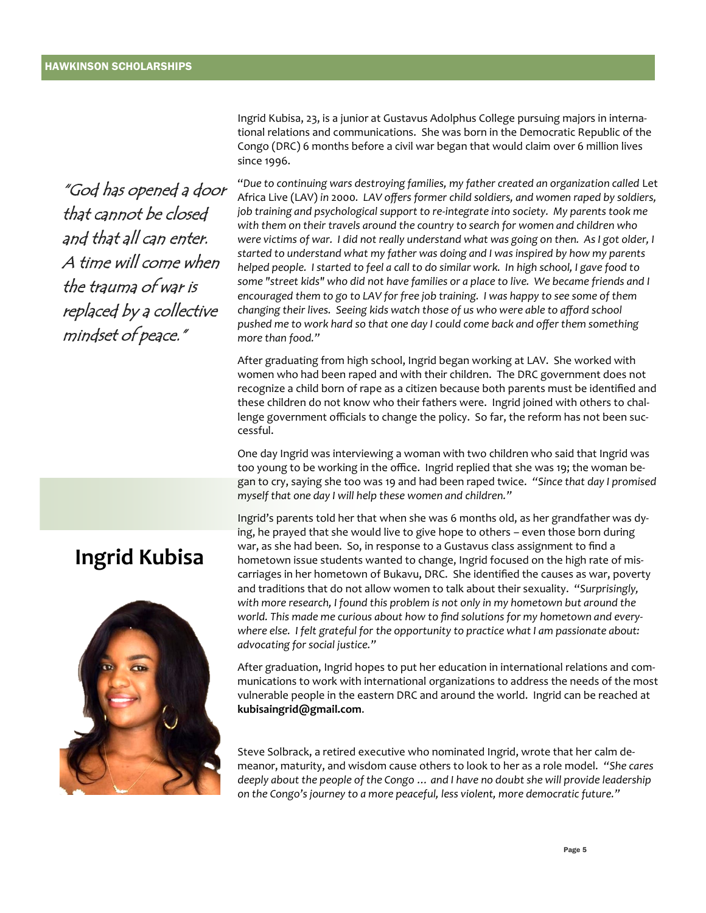## Ingrid Kubisa

*"God has opened a door that cannot be closed and that all can enter. A time will come when the trauma of war is replaced by a collective mindset of peace."*

Ingrid Kubisa, 23, is a junior at Gustavus Adolphus College pursuing majors in international relations and communications. She was born in the Democratic Republic of the Congo (DRC) 6 months before a civil war began that would claim over 6 million lives since 1996.

"*Due to continuing wars destroying families, my father created an organization called* Let Africa Live (LAV) *in 2000. LAV offers former child soldiers, and women raped by soldiers, job training and psychological support to re-integrate into society. My parents took me with them on their travels around the country to search for women and children who were victims of war. I did not really understand what was going on then. As I got older, I started to understand what my father was doing and I was inspired by how my parents helped people. I started to feel a call to do similar work. In high school, I gave food to some "street kids" who did not have families or a place to live. We became friends and I encouraged them to go to LAV for free job training. I was happy to see some of them changing their lives. Seeing kids watch those of us who were able to afford school pushed me to work hard so that one day I could come back and offer them something more than food.*"

After graduating from high school, Ingrid began working at LAV. She worked with women who had been raped and with their children. The DRC government does not recognize a child born of rape as a citizen because both parents must be identified and these children do not know who their fathers were. Ingrid joined with others to challenge government officials to change the policy. So far, the reform has not been successful.

One day Ingrid was interviewing a woman with two children who said that Ingrid was too young to be working in the office. Ingrid replied that she was 19; the woman began to cry, saying she too was 19 and had been raped twice. *"Since that day I promised myself that one day I will help these women and children."*

Ingrid's parents told her that when she was 6 months old, as her grandfather was dying, he prayed that she would live to give hope to others – even those born during war, as she had been. So, in response to a Gustavus class assignment to find a hometown issue students wanted to change, Ingrid focused on the high rate of miscarriages in her hometown of Bukavu, DRC. She identified the causes as war, poverty and traditions that do not allow women to talk about their sexuality. "*Surprisingly, with more research, I found this problem is not only in my hometown but around the world. This made me curious about how to find solutions for my hometown and everywhere else. I felt grateful for the opportunity to practice what I am passionate about: advocating for social justice.*"

After graduation, Ingrid hopes to put her education in international relations and communications to work with international organizations to address the needs of the most vulnerable people in the eastern DRC and around the world. Ingrid can be reached at **kubisaingrid@gmail.com**.

Steve Solbrack, a retired executive who nominated Ingrid, wrote that her calm demeanor, maturity, and wisdom cause others to look to her as a role model. *"She cares deeply about the people of the Congo … and I have no doubt she will provide leadership on the Congo's journey to a more peaceful, less violent, more democratic future."*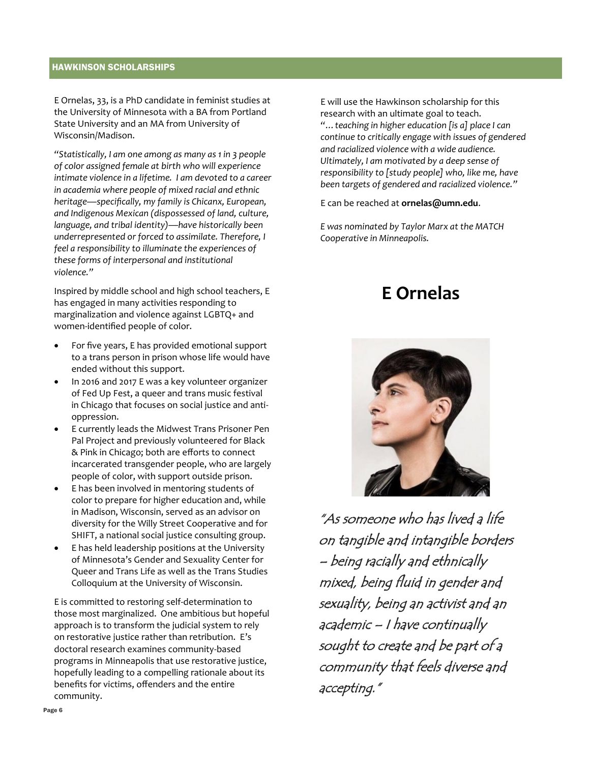HAWKINSON SCHOLARSHIPS

# E Ornelas

E Ornelas, 33, is a PhD candidate in feminist studies at the University of Minnesota with a BA from Portland State University and an MA from University of Wisconsin/Madison.

*"Statistically, I am one among as many as 1 in 3 people of color assigned female at birth who will experience intimate violence in a lifetime. I am devoted to a career in academia where people of mixed racial and ethnic heritage—specifically, my family is Chicanx, European, and Indigenous Mexican (dispossessed of land, culture, language, and tribal identity)—have historically been underrepresented or forced to assimilate. Therefore, I feel a responsibility to illuminate the experiences of these forms of interpersonal and institutional violence."*

Inspired by middle school and high school teachers, E has engaged in many activities responding to marginalization and violence against LGBTQ+ and women-identified people of color.

- For five years, E has provided emotional support to a trans person in prison whose life would have ended without this support.
- In 2016 and 2017 E was a key volunteer organizer of Fed Up Fest, a queer and trans music festival in Chicago that focuses on social justice and anti-oppression.
- E currently leads the Midwest Trans Prisoner Pen Pal Project and previously volunteered for Black & Pink in Chicago; both are efforts to connect incarcerated transgender people, who are largely people of color, with support outside prison.
- E has been involved in mentoring students of color to prepare for higher education and, while in Madison, Wisconsin, served as an advisor on diversity for the Willy Street Cooperative and for SHIFT, a national social justice consulting group.
- E has held leadership positions at the University of Minnesota's Gender and Sexuality Center for Queer and Trans Life as well as the Trans Studies Colloquium at the University of Wisconsin.

E is committed to restoring self-determination to those most marginalized. One ambitious but hopeful approach is to transform the judicial system to rely on restorative justice rather than retribution. E's doctoral research examines community-based programs in Minneapolis that use restorative justice, hopefully leading to a compelling rationale about its benefits for victims, offenders and the entire community.

E will use the Hawkinson scholarship for this research with an ultimate goal to teach. *"…teaching in higher education [is a] place I can continue to critically engage with issues of gendered and racialized violence with a wide audience. Ultimately, I am motivated by a deep sense of responsibility to [study people] who, like me, have been targets of gendered and racialized violence."*

E can be reached at **ornelas@umn.edu**.

*E was nominated by Taylor Marx at the MATCH Cooperative in Minneapolis.*

*"As someone who has lived a life on tangible and intangible borders – being racially and ethnically mixed, being fluid in gender and sexuality, being an activist and an academic – I have continually sought to create and be part of a community that feels diverse and accepting."*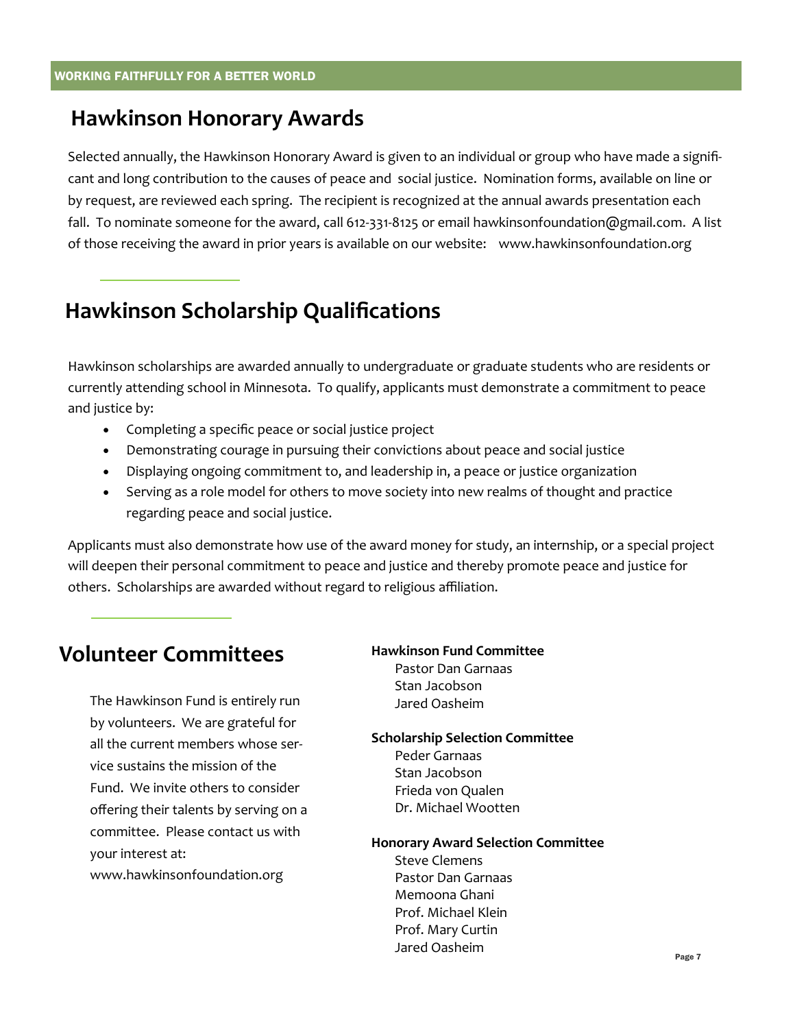## Hawkinson Honorary Awards

Selected annually, the Hawkinson Honorary Award is given to an individual or group who have made a significant and long contribution to the causes of peace and social justice. Nomination forms, available on line or by request, are reviewed each spring. The recipient is recognized at the annual awards presentation each fall. To nominate someone for the award, call 612-331-8125 or email hawkinsonfoundation@gmail.com. A list of those receiving the award in prior years is available on our website: www.hawkinsonfoundation.org

## Hawkinson Scholarship Qualifications

Hawkinson scholarships are awarded annually to undergraduate or graduate students who are residents or currently attending school in Minnesota. To qualify, applicants must demonstrate a commitment to peace and justice by:

- Completing a specific peace or social justice project
- Demonstrating courage in pursuing their convictions about peace and social justice
- Displaying ongoing commitment to, and leadership in, a peace or justice organization
- Serving as a role model for others to move society into new realms of thought and practice regarding peace and social justice.

Applicants must also demonstrate how use of the award money for study, an internship, or a special project will deepen their personal commitment to peace and justice and thereby promote peace and justice for others. Scholarships are awarded without regard to religious affiliation.

## Volunteer Committees

The Hawkinson Fund is entirely run by volunteers. We are grateful for all the current members whose service sustains the mission of the Fund. We invite others to consider offering their talents by serving on a committee. Please contact us with your interest at: www.hawkinsonfoundation.org

**Hawkinson Fund Committee**

Pastor Dan Garnaas
Stan Jacobson
Jared Oasheim

**Scholarship Selection Committee**

Peder Garnaas
Stan Jacobson
Frieda von Qualen
Dr. Michael Wootten

**Honorary Award Selection Committee**

Steve Clemens
Pastor Dan Garnaas
Memoona Ghani
Prof. Michael Klein
Prof. Mary Curtin
Jared Oasheim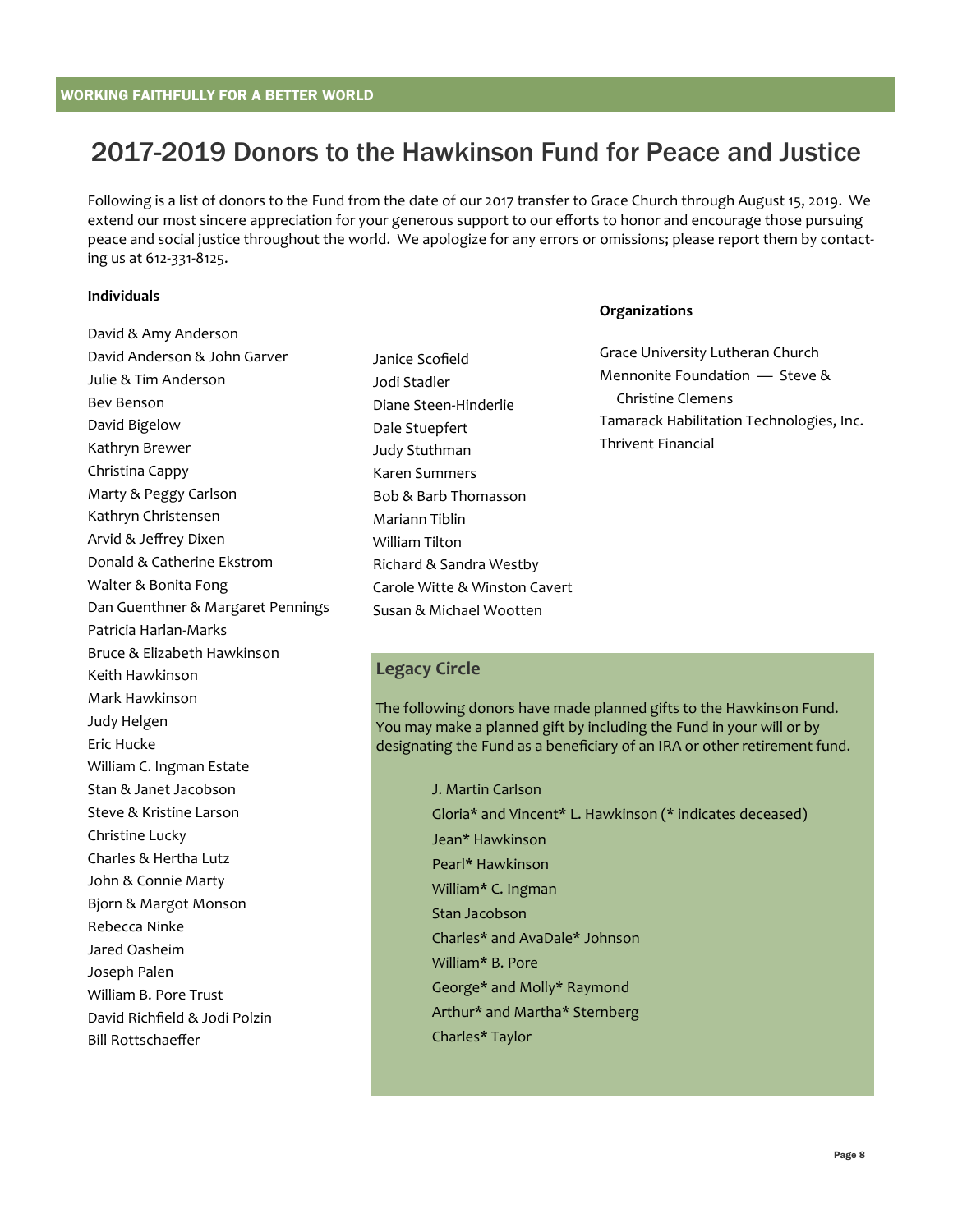# 2017-2019 Donors to the Hawkinson Fund for Peace and Justice

Following is a list of donors to the Fund from the date of our 2017 transfer to Grace Church through August 15, 2019. We extend our most sincere appreciation for your generous support to our efforts to honor and encourage those pursuing peace and social justice throughout the world. We apologize for any errors or omissions; please report them by contacting us at 612-331-8125.

**Individuals**

David & Amy Anderson
David Anderson & John Garver
Julie & Tim Anderson
Bev Benson
David Bigelow
Kathryn Brewer
Christina Cappy
Marty & Peggy Carlson
Kathryn Christensen
Arvid & Jeffrey Dixen
Donald & Catherine Ekstrom
Walter & Bonita Fong
Dan Guenthner & Margaret Pennings
Patricia Harlan-Marks
Bruce & Elizabeth Hawkinson
Keith Hawkinson
Mark Hawkinson
Judy Helgen
Eric Hucke
William C. Ingman Estate
Stan & Janet Jacobson
Steve & Kristine Larson
Christine Lucky
Charles & Hertha Lutz
John & Connie Marty
Bjorn & Margot Monson
Rebecca Ninke
Jared Oasheim
Joseph Palen
William B. Pore Trust
David Richfield & Jodi Polzin
Bill Rottschaeffer
Janice Scofield
Jodi Stadler
Diane Steen-Hinderlie
Dale Stuepfert
Judy Stuthman
Karen Summers
Bob & Barb Thomasson
Mariann Tiblin
William Tilton
Richard & Sandra Westby
Carole Witte & Winston Cavert
Susan & Michael Wootten

**Organizations**

Grace University Lutheran Church
Mennonite Foundation — Steve & Christine Clemens
Tamarack Habilitation Technologies, Inc.
Thrivent Financial

## Legacy Circle

The following donors have made planned gifts to the Hawkinson Fund. You may make a planned gift by including the Fund in your will or by designating the Fund as a beneficiary of an IRA or other retirement fund.

J. Martin Carlson
Gloria* and Vincent* L. Hawkinson (* indicates deceased)
Jean* Hawkinson
Pearl* Hawkinson
William* C. Ingman
Stan Jacobson
Charles* and AvaDale* Johnson
William* B. Pore
George* and Molly* Raymond
Arthur* and Martha* Sternberg
Charles* Taylor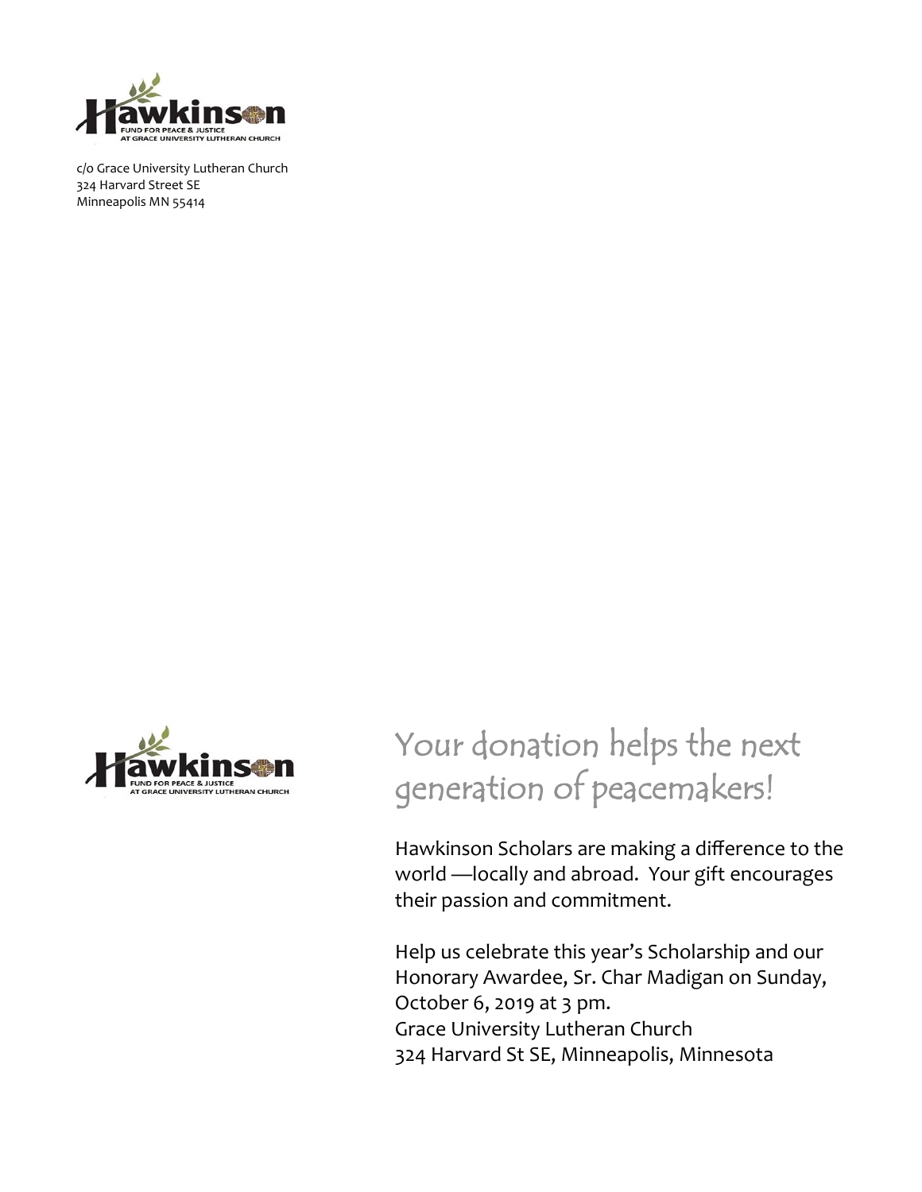Hawkinson
FUND FOR PEACE & JUSTICE
AT GRACE UNIVERSITY LUTHERAN CHURCH

c/o Grace University Lutheran Church
324 Harvard Street SE
Minneapolis MN 55414

Hawkinson
FUND FOR PEACE & JUSTICE
AT GRACE UNIVERSITY LUTHERAN CHURCH

## Your donation helps the next generation of peacemakers!

Hawkinson Scholars are making a difference to the world —locally and abroad. Your gift encourages their passion and commitment.

Help us celebrate this year's Scholarship and our Honorary Awardee, Sr. Char Madigan on Sunday, October 6, 2019 at 3 pm.
Grace University Lutheran Church
324 Harvard St SE, Minneapolis, Minnesota